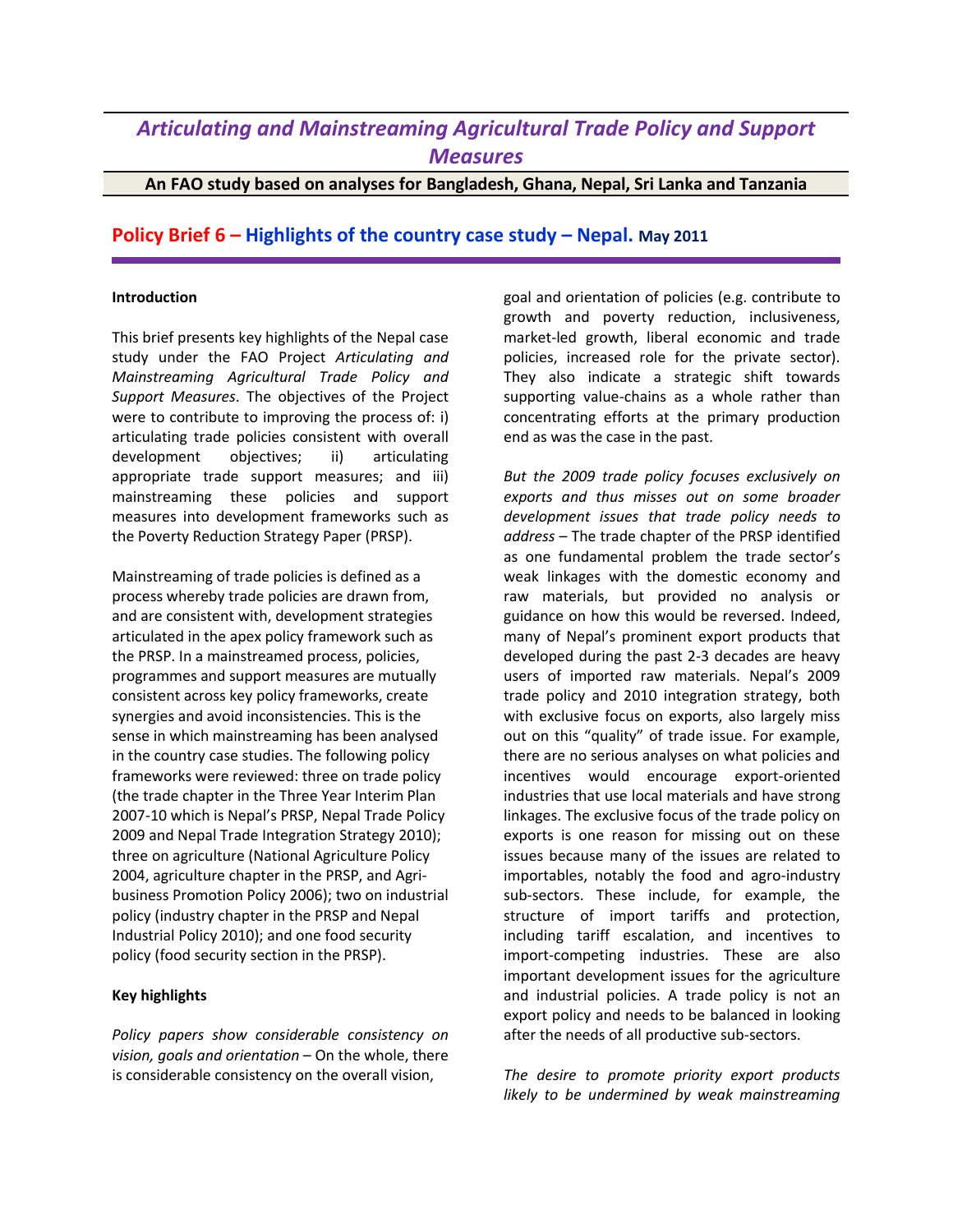# *Articulating and Mainstreaming Agricultural Trade Policy and Support Measures*

**An FAO study based on analyses for Bangladesh, Ghana, Nepal, Sri Lanka and Tanzania**

## Policy Brief 6 – Highlights of the country case study – Nepal. May 2011

**Introduction**

This brief presents key highlights of the Nepal case study under the FAO Project *Articulating and Mainstreaming Agricultural Trade Policy and Support Measures*. The objectives of the Project were to contribute to improving the process of: i) articulating trade policies consistent with overall development objectives; ii) articulating appropriate trade support measures; and iii) mainstreaming these policies and support measures into development frameworks such as the Poverty Reduction Strategy Paper (PRSP).

Mainstreaming of trade policies is defined as a process whereby trade policies are drawn from, and are consistent with, development strategies articulated in the apex policy framework such as the PRSP. In a mainstreamed process, policies, programmes and support measures are mutually consistent across key policy frameworks, create synergies and avoid inconsistencies. This is the sense in which mainstreaming has been analysed in the country case studies. The following policy frameworks were reviewed: three on trade policy (the trade chapter in the Three Year Interim Plan 2007-10 which is Nepal's PRSP, Nepal Trade Policy 2009 and Nepal Trade Integration Strategy 2010); three on agriculture (National Agriculture Policy 2004, agriculture chapter in the PRSP, and Agri-business Promotion Policy 2006); two on industrial policy (industry chapter in the PRSP and Nepal Industrial Policy 2010); and one food security policy (food security section in the PRSP).

**Key highlights**

*Policy papers show considerable consistency on vision, goals and orientation* – On the whole, there is considerable consistency on the overall vision, goal and orientation of policies (e.g. contribute to growth and poverty reduction, inclusiveness, market-led growth, liberal economic and trade policies, increased role for the private sector). They also indicate a strategic shift towards supporting value-chains as a whole rather than concentrating efforts at the primary production end as was the case in the past.

*But the 2009 trade policy focuses exclusively on exports and thus misses out on some broader development issues that trade policy needs to address* – The trade chapter of the PRSP identified as one fundamental problem the trade sector's weak linkages with the domestic economy and raw materials, but provided no analysis or guidance on how this would be reversed. Indeed, many of Nepal's prominent export products that developed during the past 2-3 decades are heavy users of imported raw materials. Nepal's 2009 trade policy and 2010 integration strategy, both with exclusive focus on exports, also largely miss out on this "quality" of trade issue. For example, there are no serious analyses on what policies and incentives would encourage export-oriented industries that use local materials and have strong linkages. The exclusive focus of the trade policy on exports is one reason for missing out on these issues because many of the issues are related to importables, notably the food and agro-industry sub-sectors. These include, for example, the structure of import tariffs and protection, including tariff escalation, and incentives to import-competing industries. These are also important development issues for the agriculture and industrial policies. A trade policy is not an export policy and needs to be balanced in looking after the needs of all productive sub-sectors.

*The desire to promote priority export products likely to be undermined by weak mainstreaming*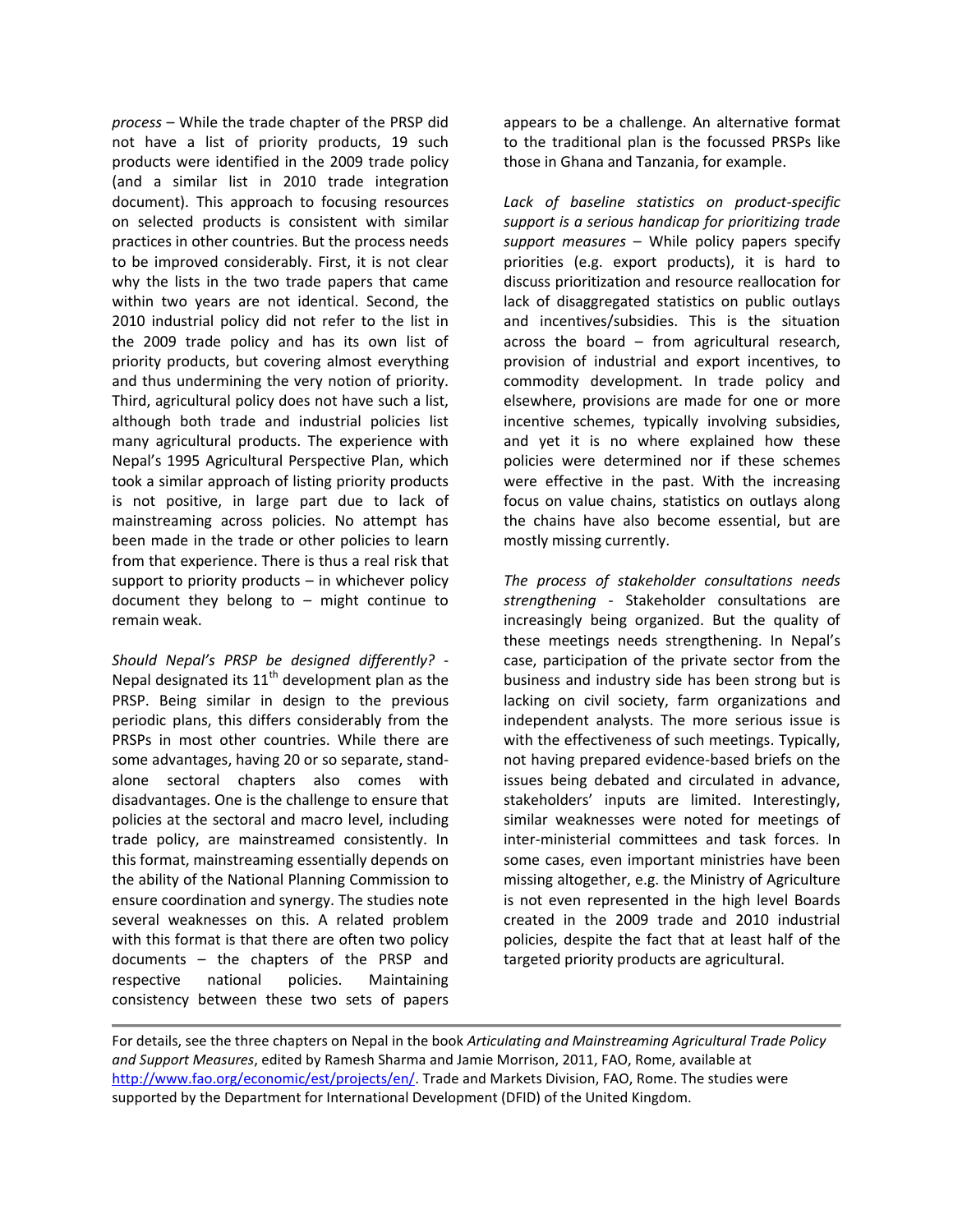*process* – While the trade chapter of the PRSP did not have a list of priority products, 19 such products were identified in the 2009 trade policy (and a similar list in 2010 trade integration document). This approach to focusing resources on selected products is consistent with similar practices in other countries. But the process needs to be improved considerably. First, it is not clear why the lists in the two trade papers that came within two years are not identical. Second, the 2010 industrial policy did not refer to the list in the 2009 trade policy and has its own list of priority products, but covering almost everything and thus undermining the very notion of priority. Third, agricultural policy does not have such a list, although both trade and industrial policies list many agricultural products. The experience with Nepal's 1995 Agricultural Perspective Plan, which took a similar approach of listing priority products is not positive, in large part due to lack of mainstreaming across policies. No attempt has been made in the trade or other policies to learn from that experience. There is thus a real risk that support to priority products – in whichever policy document they belong to – might continue to remain weak.

*Should Nepal's PRSP be designed differently?* - Nepal designated its 11th development plan as the PRSP. Being similar in design to the previous periodic plans, this differs considerably from the PRSPs in most other countries. While there are some advantages, having 20 or so separate, stand-alone sectoral chapters also comes with disadvantages. One is the challenge to ensure that policies at the sectoral and macro level, including trade policy, are mainstreamed consistently. In this format, mainstreaming essentially depends on the ability of the National Planning Commission to ensure coordination and synergy. The studies note several weaknesses on this. A related problem with this format is that there are often two policy documents – the chapters of the PRSP and respective national policies. Maintaining consistency between these two sets of papers appears to be a challenge. An alternative format to the traditional plan is the focussed PRSPs like those in Ghana and Tanzania, for example.

*Lack of baseline statistics on product-specific support is a serious handicap for prioritizing trade support measures* – While policy papers specify priorities (e.g. export products), it is hard to discuss prioritization and resource reallocation for lack of disaggregated statistics on public outlays and incentives/subsidies. This is the situation across the board – from agricultural research, provision of industrial and export incentives, to commodity development. In trade policy and elsewhere, provisions are made for one or more incentive schemes, typically involving subsidies, and yet it is no where explained how these policies were determined nor if these schemes were effective in the past. With the increasing focus on value chains, statistics on outlays along the chains have also become essential, but are mostly missing currently.

*The process of stakeholder consultations needs strengthening* - Stakeholder consultations are increasingly being organized. But the quality of these meetings needs strengthening. In Nepal's case, participation of the private sector from the business and industry side has been strong but is lacking on civil society, farm organizations and independent analysts. The more serious issue is with the effectiveness of such meetings. Typically, not having prepared evidence-based briefs on the issues being debated and circulated in advance, stakeholders' inputs are limited. Interestingly, similar weaknesses were noted for meetings of inter-ministerial committees and task forces. In some cases, even important ministries have been missing altogether, e.g. the Ministry of Agriculture is not even represented in the high level Boards created in the 2009 trade and 2010 industrial policies, despite the fact that at least half of the targeted priority products are agricultural.

---

For details, see the three chapters on Nepal in the book *Articulating and Mainstreaming Agricultural Trade Policy and Support Measures*, edited by Ramesh Sharma and Jamie Morrison, 2011, FAO, Rome, available at http://www.fao.org/economic/est/projects/en/. Trade and Markets Division, FAO, Rome. The studies were supported by the Department for International Development (DFID) of the United Kingdom.